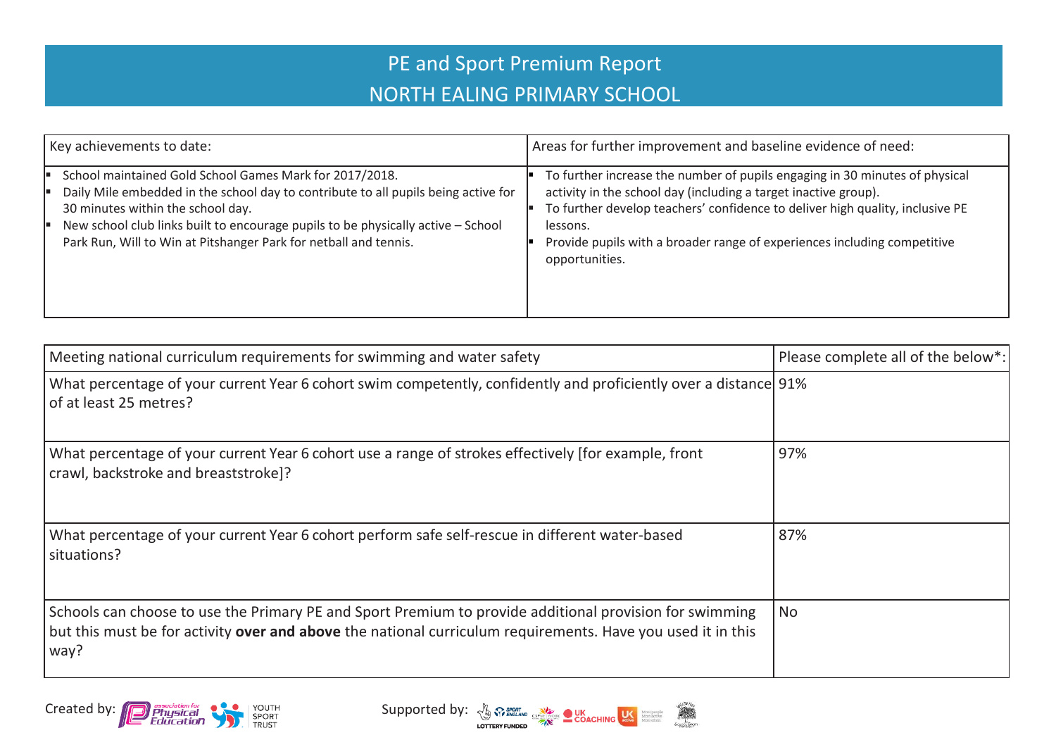# PE and Sport Premium Report

## NORTH EALING PRIMARY SCHOOL

| Key achievements to date: | Areas for further improvement and baseline evidence of need: |
| --- | --- |
| ▪ School maintained Gold School Games Mark for 2017/2018.<br>▪ Daily Mile embedded in the school day to contribute to all pupils being active for 30 minutes within the school day.<br>▪ New school club links built to encourage pupils to be physically active – School Park Run, Will to Win at Pitshanger Park for netball and tennis. | ▪ To further increase the number of pupils engaging in 30 minutes of physical activity in the school day (including a target inactive group).<br>▪ To further develop teachers' confidence to deliver high quality, inclusive PE lessons.<br>▪ Provide pupils with a broader range of experiences including competitive opportunities. |

| Meeting national curriculum requirements for swimming and water safety | Please complete all of the below*: |
| --- | --- |
| What percentage of your current Year 6 cohort swim competently, confidently and proficiently over a distance of at least 25 metres? | 91% |
| What percentage of your current Year 6 cohort use a range of strokes effectively [for example, front crawl, backstroke and breaststroke]? | 97% |
| What percentage of your current Year 6 cohort perform safe self-rescue in different water-based situations? | 87% |
| Schools can choose to use the Primary PE and Sport Premium to provide additional provision for swimming but this must be for activity **over and above** the national curriculum requirements. Have you used it in this way? | No |

Created by: association for Physical Education, Youth Sport Trust

Supported by: Sport England, Lottery Funded, CSPNetwork, UK Coaching, UK Active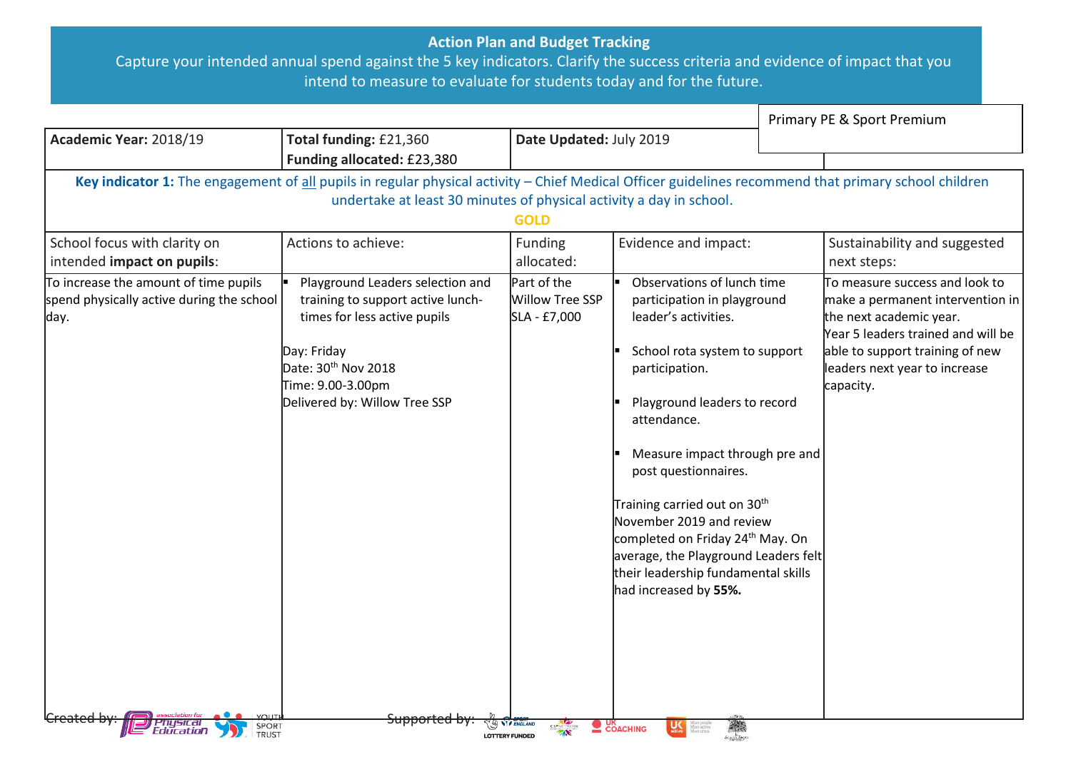**Action Plan and Budget Tracking**

Capture your intended annual spend against the 5 key indicators. Clarify the success criteria and evidence of impact that you intend to measure to evaluate for students today and for the future.

| Academic Year: 2018/19 | Total funding: £21,360<br>Funding allocated: £23,380 | Date Updated: July 2019 | Primary PE & Sport Premium |
|---|---|---|---|

**Key indicator 1:** The engagement of all pupils in regular physical activity – Chief Medical Officer guidelines recommend that primary school children undertake at least 30 minutes of physical activity a day in school.

**GOLD**

| School focus with clarity on intended **impact on pupils**: | Actions to achieve: | Funding allocated: | Evidence and impact: | Sustainability and suggested next steps: |
|---|---|---|---|---|
| To increase the amount of time pupils spend physically active during the school day. | ▪ Playground Leaders selection and training to support active lunch-times for less active pupils<br><br>Day: Friday<br>Date: 30th Nov 2018<br>Time: 9.00-3.00pm<br>Delivered by: Willow Tree SSP | Part of the Willow Tree SSP SLA - £7,000 | ▪ Observations of lunch time participation in playground leader's activities.<br><br>▪ School rota system to support participation.<br><br>▪ Playground leaders to record attendance.<br><br>▪ Measure impact through pre and post questionnaires.<br><br>Training carried out on 30th November 2019 and review completed on Friday 24th May. On average, the Playground Leaders felt their leadership fundamental skills had increased by **55%.** | To measure success and look to make a permanent intervention in the next academic year.<br>Year 5 leaders trained and will be able to support training of new leaders next year to increase capacity. |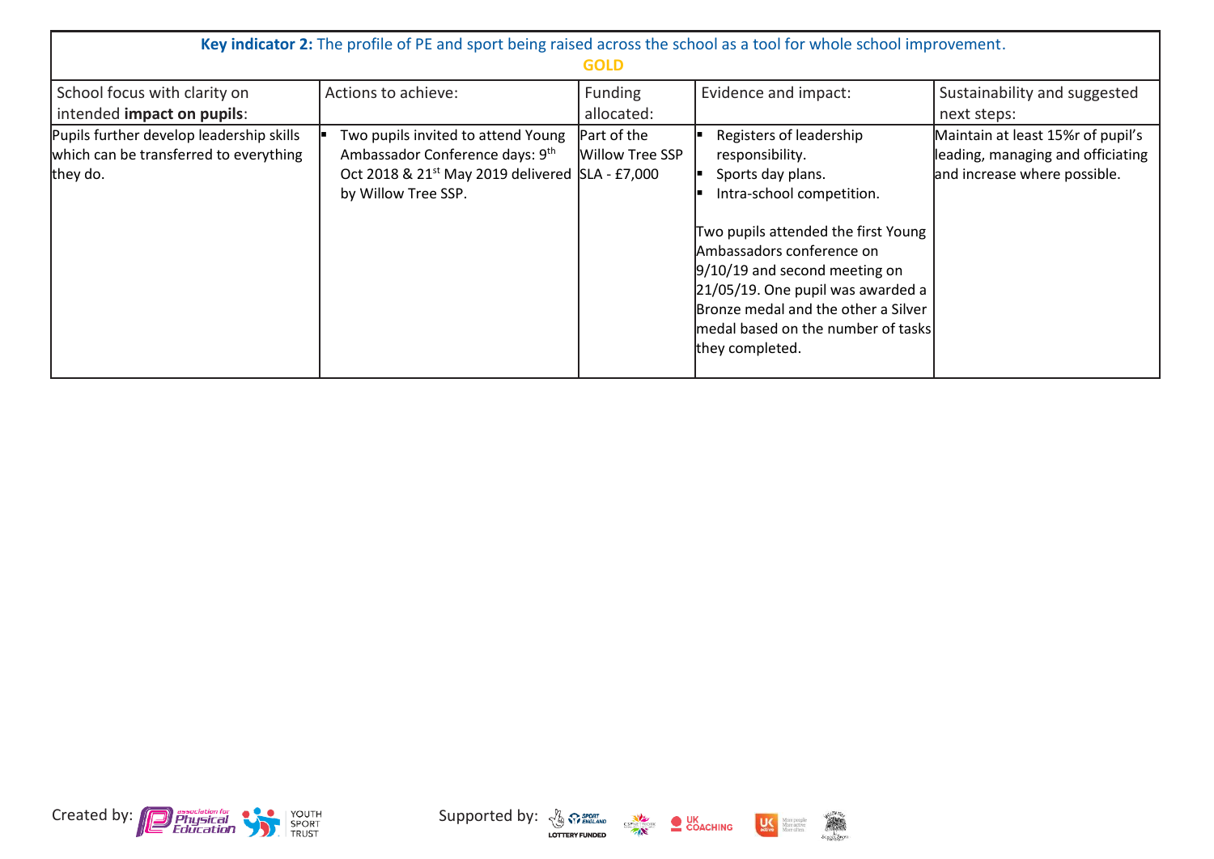| **Key indicator 2:** The profile of PE and sport being raised across the school as a tool for whole school improvement. **GOLD** | | | | |
|---|---|---|---|---|
| School focus with clarity on intended **impact on pupils**: | Actions to achieve: | Funding allocated: | Evidence and impact: | Sustainability and suggested next steps: |
| Pupils further develop leadership skills which can be transferred to everything they do. | ▪ Two pupils invited to attend Young Ambassador Conference days: 9th Oct 2018 & 21st May 2019 delivered by Willow Tree SSP. | Part of the Willow Tree SSP SLA - £7,000 | ▪ Registers of leadership responsibility.<br>▪ Sports day plans.<br>▪ Intra-school competition.<br><br>Two pupils attended the first Young Ambassadors conference on 9/10/19 and second meeting on 21/05/19. One pupil was awarded a Bronze medal and the other a Silver medal based on the number of tasks they completed. | Maintain at least 15%r of pupil's leading, managing and officiating and increase where possible. |

Created by: Association for Physical Education, Youth Sport Trust

Supported by: Sport England Lottery Funded, CSPN, UK Coaching, UK Active, Willow Tree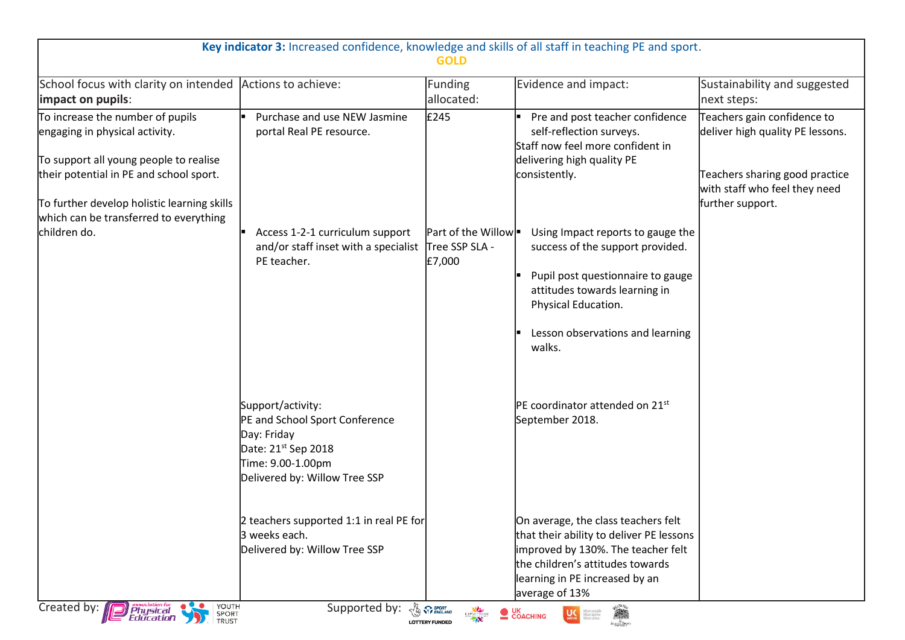**Key indicator 3:** Increased confidence, knowledge and skills of all staff in teaching PE and sport.

**GOLD**

| School focus with clarity on intended **impact on pupils**: | Actions to achieve: | Funding allocated: | Evidence and impact: | Sustainability and suggested next steps: |
|---|---|---|---|---|
| To increase the number of pupils engaging in physical activity.<br><br>To support all young people to realise their potential in PE and school sport.<br><br>To further develop holistic learning skills which can be transferred to everything children do. | ▪ Purchase and use NEW Jasmine portal Real PE resource. | £245 | ▪ Pre and post teacher confidence self-reflection surveys.<br>Staff now feel more confident in delivering high quality PE consistently. | Teachers gain confidence to deliver high quality PE lessons.<br><br>Teachers sharing good practice with staff who feel they need further support. |
| | ▪ Access 1-2-1 curriculum support and/or staff inset with a specialist PE teacher. | Part of the Willow Tree SSP SLA - £7,000 | ▪ Using Impact reports to gauge the success of the support provided.<br><br>▪ Pupil post questionnaire to gauge attitudes towards learning in Physical Education.<br><br>▪ Lesson observations and learning walks. | |
| | Support/activity:<br>PE and School Sport Conference<br>Day: Friday<br>Date: 21st Sep 2018<br>Time: 9.00-1.00pm<br>Delivered by: Willow Tree SSP | | PE coordinator attended on 21st September 2018. | |
| | 2 teachers supported 1:1 in real PE for 3 weeks each.<br>Delivered by: Willow Tree SSP | | On average, the class teachers felt that their ability to deliver PE lessons improved by 130%. The teacher felt the children's attitudes towards learning in PE increased by an average of 13% | |

Created by: association for Physical Education, Youth Sport Trust    Supported by: Sport England (Lottery Funded), CSPN, UK Coaching, UK Active, Willow Tree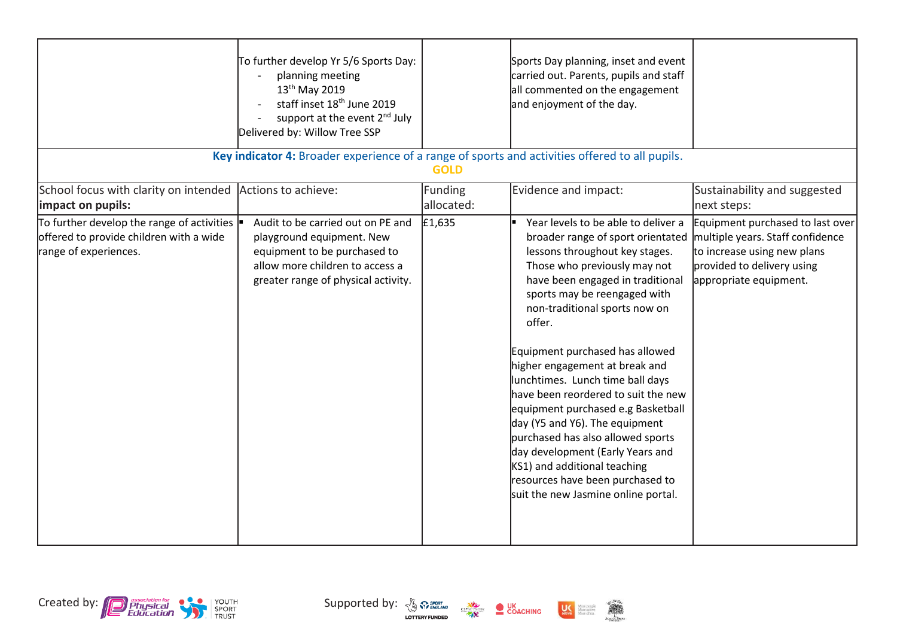| | To further develop Yr 5/6 Sports Day:<br>- planning meeting 13th May 2019<br>- staff inset 18th June 2019<br>- support at the event 2nd July<br>Delivered by: Willow Tree SSP | | Sports Day planning, inset and event carried out. Parents, pupils and staff all commented on the engagement and enjoyment of the day. | |
|---|---|---|---|---|

| **Key indicator 4:** Broader experience of a range of sports and activities offered to all pupils. **GOLD** | | | | |
|---|---|---|---|---|
| School focus with clarity on intended **impact on pupils:** | Actions to achieve: | Funding allocated: | Evidence and impact: | Sustainability and suggested next steps: |
| To further develop the range of activities offered to provide children with a wide range of experiences. | ▪ Audit to be carried out on PE and playground equipment. New equipment to be purchased to allow more children to access a greater range of physical activity. | £1,635 | ▪ Year levels to be able to deliver a broader range of sport orientated lessons throughout key stages. Those who previously may not have been engaged in traditional sports may be reengaged with non-traditional sports now on offer.<br><br>Equipment purchased has allowed higher engagement at break and lunchtimes. Lunch time ball days have been reordered to suit the new equipment purchased e.g Basketball day (Y5 and Y6). The equipment purchased has also allowed sports day development (Early Years and KS1) and additional teaching resources have been purchased to suit the new Jasmine online portal. | Equipment purchased to last over multiple years. Staff confidence to increase using new plans provided to delivery using appropriate equipment. |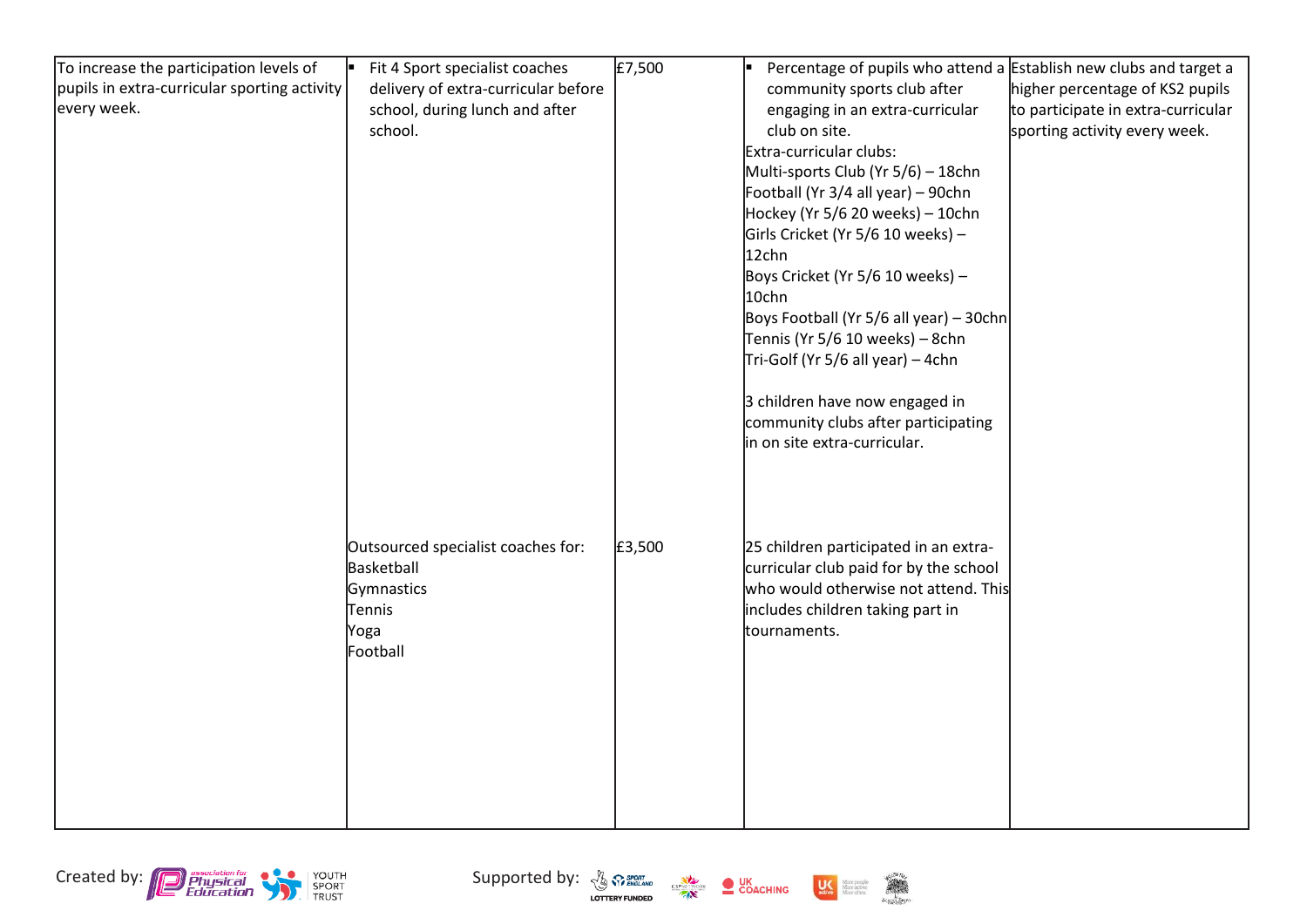| | | | | |
|---|---|---|---|---|
| To increase the participation levels of pupils in extra-curricular sporting activity every week. | ▪ Fit 4 Sport specialist coaches delivery of extra-curricular before school, during lunch and after school. | £7,500 | ▪ Percentage of pupils who attend a community sports club after engaging in an extra-curricular club on site.<br>Extra-curricular clubs:<br>Multi-sports Club (Yr 5/6) – 18chn<br>Football (Yr 3/4 all year) – 90chn<br>Hockey (Yr 5/6 20 weeks) – 10chn<br>Girls Cricket (Yr 5/6 10 weeks) – 12chn<br>Boys Cricket (Yr 5/6 10 weeks) – 10chn<br>Boys Football (Yr 5/6 all year) – 30chn<br>Tennis (Yr 5/6 10 weeks) – 8chn<br>Tri-Golf (Yr 5/6 all year) – 4chn<br><br>3 children have now engaged in community clubs after participating in on site extra-curricular. | Establish new clubs and target a higher percentage of KS2 pupils to participate in extra-curricular sporting activity every week. |
| | Outsourced specialist coaches for:<br>Basketball<br>Gymnastics<br>Tennis<br>Yoga<br>Football | £3,500 | 25 children participated in an extra-curricular club paid for by the school who would otherwise not attend. This includes children taking part in tournaments. | |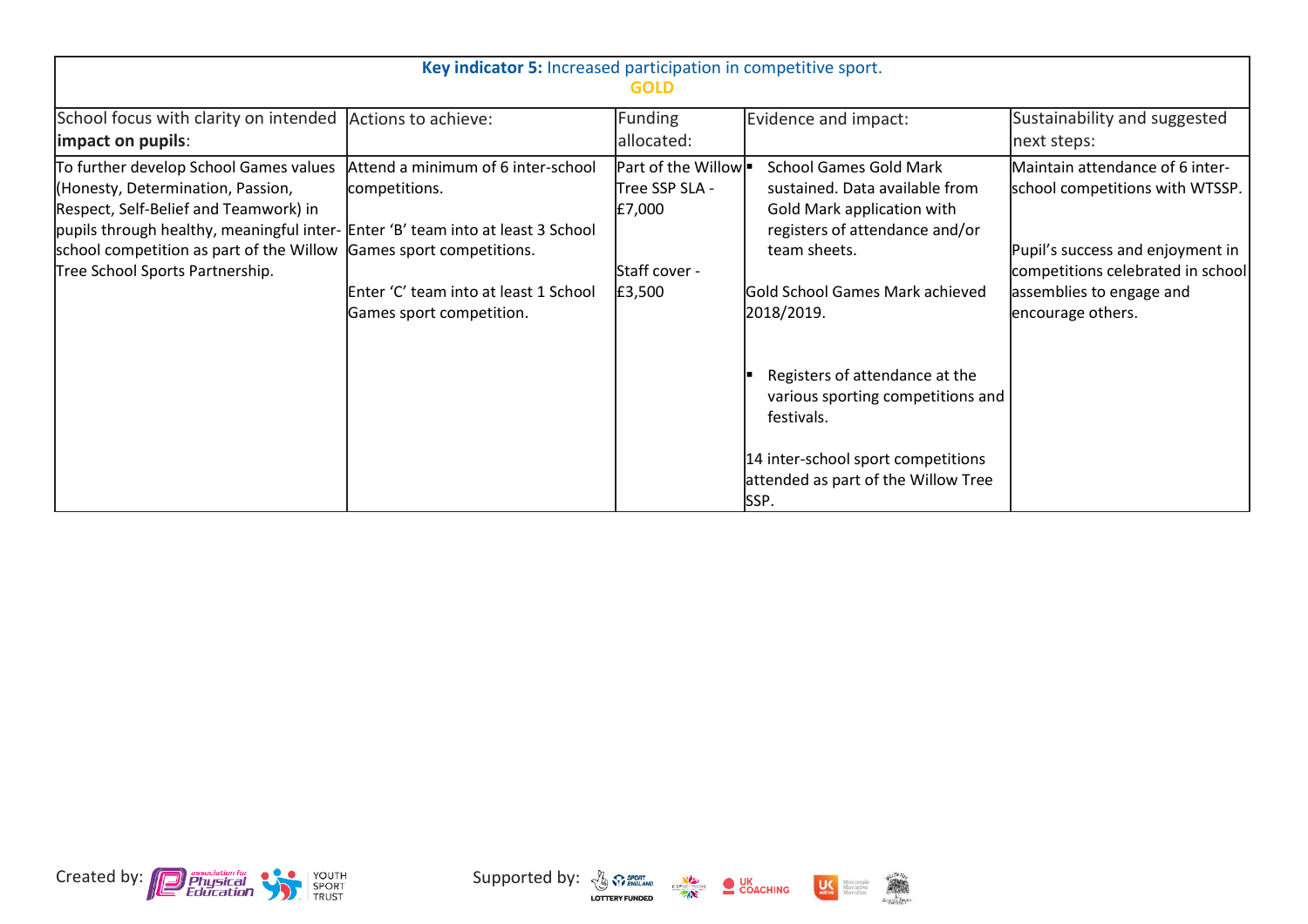| **Key indicator 5:** Increased participation in competitive sport. **GOLD** | | | | |
|---|---|---|---|---|
| School focus with clarity on intended **impact on pupils**: | Actions to achieve: | Funding allocated: | Evidence and impact: | Sustainability and suggested next steps: |
| To further develop School Games values (Honesty, Determination, Passion, Respect, Self-Belief and Teamwork) in pupils through healthy, meaningful inter-school competition as part of the Willow Tree School Sports Partnership. | Attend a minimum of 6 inter-school competitions.<br><br>Enter 'B' team into at least 3 School Games sport competitions.<br><br>Enter 'C' team into at least 1 School Games sport competition. | Part of the Willow Tree SSP SLA - £7,000<br><br>Staff cover - £3,500 | ▪ School Games Gold Mark sustained. Data available from Gold Mark application with registers of attendance and/or team sheets.<br><br>Gold School Games Mark achieved 2018/2019.<br><br>▪ Registers of attendance at the various sporting competitions and festivals.<br><br>14 inter-school sport competitions attended as part of the Willow Tree SSP. | Maintain attendance of 6 inter-school competitions with WTSSP.<br><br>Pupil's success and enjoyment in competitions celebrated in school assemblies to engage and encourage others. |

Created by: Association for Physical Education, Youth Sport Trust

Supported by: Sport England (Lottery Funded), CSPN, UK Coaching, UK Active, Willow Tree School Sports